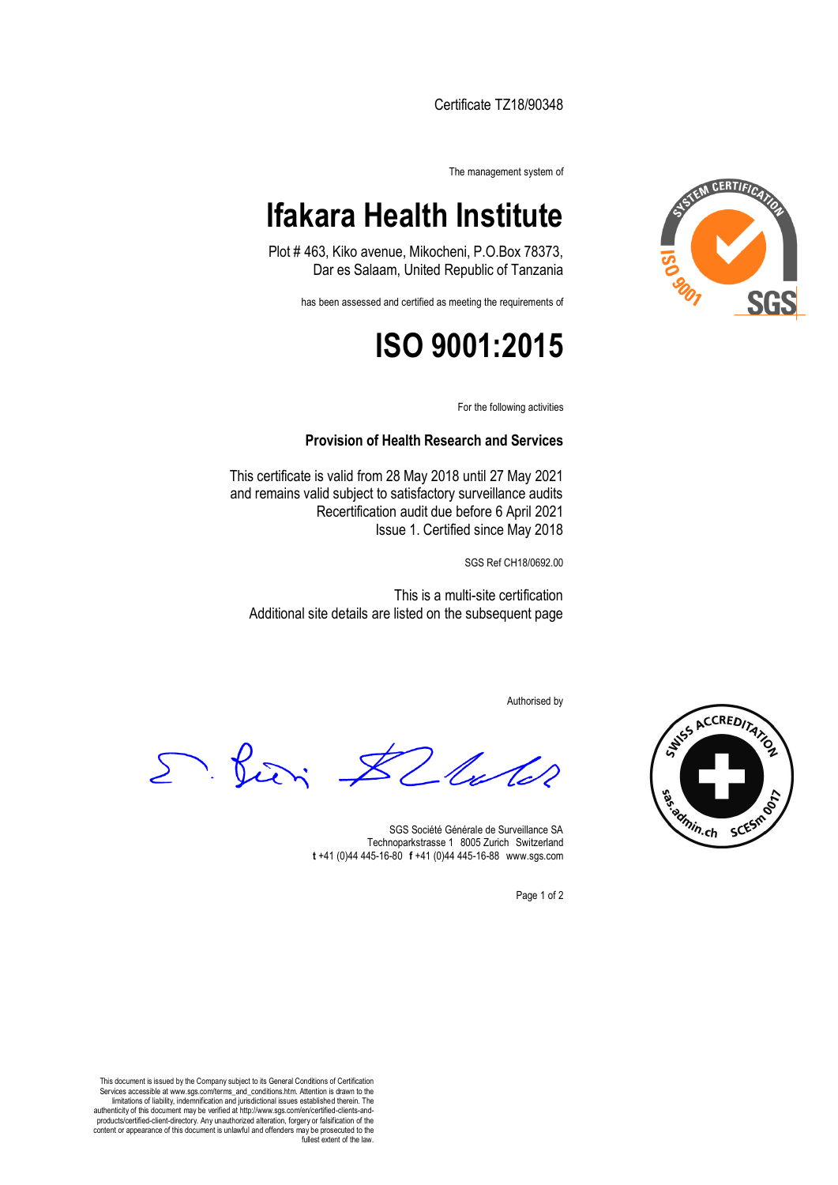Certificate TZ18/90348

The management system of

# Ifakara Health Institute

Plot # 463, Kiko avenue, Mikocheni, P.O.Box 78373,
Dar es Salaam, United Republic of Tanzania

has been assessed and certified as meeting the requirements of

# ISO 9001:2015

For the following activities

**Provision of Health Research and Services**

This certificate is valid from 28 May 2018 until 27 May 2021
and remains valid subject to satisfactory surveillance audits
Recertification audit due before 6 April 2021
Issue 1. Certified since May 2018

SGS Ref CH18/0692.00

This is a multi-site certification
Additional site details are listed on the subsequent page

Authorised by

SGS Société Générale de Surveillance SA
Technoparkstrasse 1 8005 Zurich Switzerland
**t** +41 (0)44 445-16-80 **f** +41 (0)44 445-16-88 www.sgs.com

This document is issued by the Company subject to its General Conditions of Certification Services accessible at www.sgs.com/terms_and_conditions.htm. Attention is drawn to the limitations of liability, indemnification and jurisdictional issues established therein. The authenticity of this document may be verified at http://www.sgs.com/en/certified-clients-and-products/certified-client-directory. Any unauthorized alteration, forgery or falsification of the content or appearance of this document is unlawful and offenders may be prosecuted to the fullest extent of the law.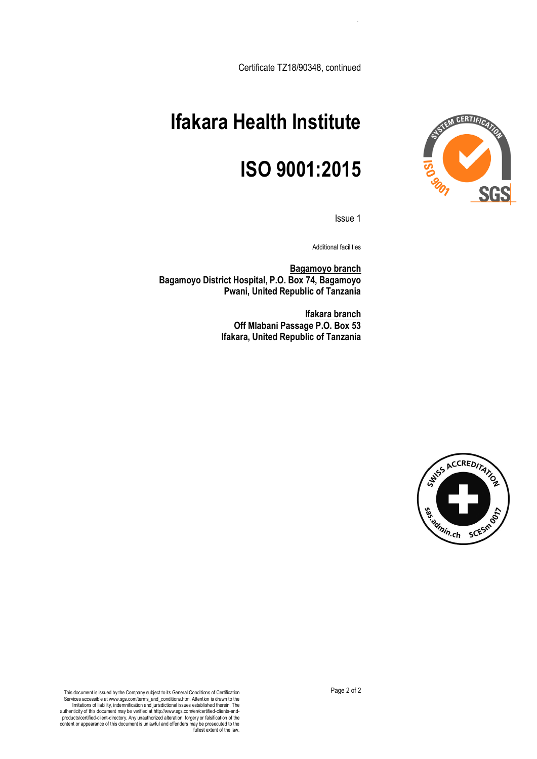Certificate TZ18/90348, continued

# Ifakara Health Institute

# ISO 9001:2015

Issue 1

Additional facilities

**Bagamoyo branch**
**Bagamoyo District Hospital, P.O. Box 74, Bagamoyo**
**Pwani, United Republic of Tanzania**

**Ifakara branch**
**Off Mlabani Passage P.O. Box 53**
**Ifakara, United Republic of Tanzania**

This document is issued by the Company subject to its General Conditions of Certification Services accessible at www.sgs.com/terms_and_conditions.htm. Attention is drawn to the limitations of liability, indemnification and jurisdictional issues established therein. The authenticity of this document may be verified at http://www.sgs.com/en/certified-clients-and-products/certified-client-directory. Any unauthorized alteration, forgery or falsification of the content or appearance of this document is unlawful and offenders may be prosecuted to the fullest extent of the law.